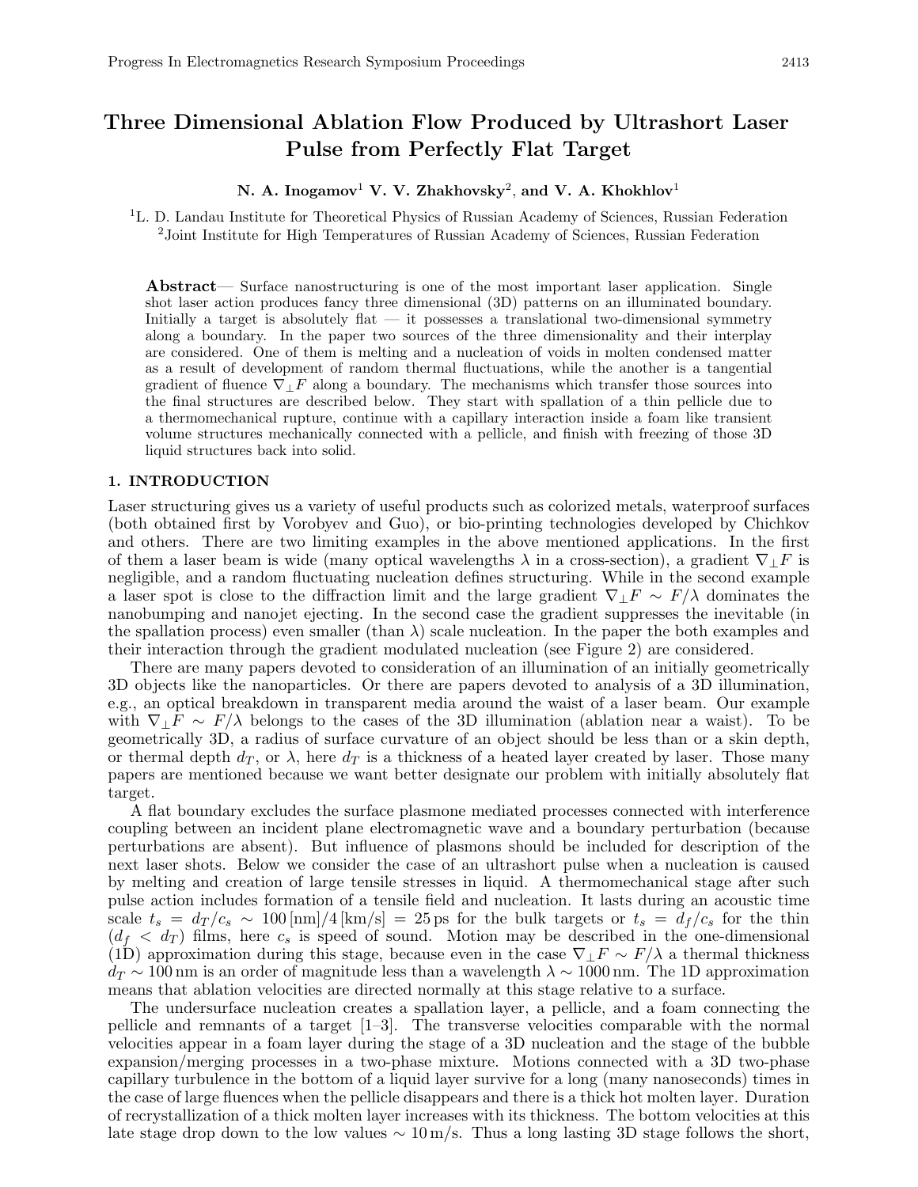# Three Dimensional Ablation Flow Produced by Ultrashort Laser Pulse from Perfectly Flat Target

**N. A. Inogamov[1] V. V. Zhakhovsky[2], and V. A. Khokhlov[1]**

[1]L. D. Landau Institute for Theoretical Physics of Russian Academy of Sciences, Russian Federation
[2]Joint Institute for High Temperatures of Russian Academy of Sciences, Russian Federation

**Abstract**— Surface nanostructuring is one of the most important laser application. Single shot laser action produces fancy three dimensional (3D) patterns on an illuminated boundary. Initially a target is absolutely flat — it possesses a translational two-dimensional symmetry along a boundary. In the paper two sources of the three dimensionality and their interplay are considered. One of them is melting and a nucleation of voids in molten condensed matter as a result of development of random thermal fluctuations, while the another is a tangential gradient of fluence $\nabla_\perp F$ along a boundary. The mechanisms which transfer those sources into the final structures are described below. They start with spallation of a thin pellicle due to a thermomechanical rupture, continue with a capillary interaction inside a foam like transient volume structures mechanically connected with a pellicle, and finish with freezing of those 3D liquid structures back into solid.

## 1. INTRODUCTION

Laser structuring gives us a variety of useful products such as colorized metals, waterproof surfaces (both obtained first by Vorobyev and Guo), or bio-printing technologies developed by Chichkov and others. There are two limiting examples in the above mentioned applications. In the first of them a laser beam is wide (many optical wavelengths $\lambda$ in a cross-section), a gradient $\nabla_\perp F$ is negligible, and a random fluctuating nucleation defines structuring. While in the second example a laser spot is close to the diffraction limit and the large gradient $\nabla_\perp F \sim F/\lambda$ dominates the nanobumping and nanojet ejecting. In the second case the gradient suppresses the inevitable (in the spallation process) even smaller (than $\lambda$) scale nucleation. In the paper the both examples and their interaction through the gradient modulated nucleation (see Figure 2) are considered.

There are many papers devoted to consideration of an illumination of an initially geometrically 3D objects like the nanoparticles. Or there are papers devoted to analysis of a 3D illumination, e.g., an optical breakdown in transparent media around the waist of a laser beam. Our example with $\nabla_\perp F \sim F/\lambda$ belongs to the cases of the 3D illumination (ablation near a waist). To be geometrically 3D, a radius of surface curvature of an object should be less than or a skin depth, or thermal depth $d_T$, or $\lambda$, here $d_T$ is a thickness of a heated layer created by laser. Those many papers are mentioned because we want better designate our problem with initially absolutely flat target.

A flat boundary excludes the surface plasmone mediated processes connected with interference coupling between an incident plane electromagnetic wave and a boundary perturbation (because perturbations are absent). But influence of plasmons should be included for description of the next laser shots. Below we consider the case of an ultrashort pulse when a nucleation is caused by melting and creation of large tensile stresses in liquid. A thermomechanical stage after such pulse action includes formation of a tensile field and nucleation. It lasts during an acoustic time scale $t_s = d_T/c_s \sim 100\,[\text{nm}]/4\,[\text{km/s}] = 25\,\text{ps}$ for the bulk targets or $t_s = d_f/c_s$ for the thin ($d_f < d_T$) films, here $c_s$ is speed of sound. Motion may be described in the one-dimensional (1D) approximation during this stage, because even in the case $\nabla_\perp F \sim F/\lambda$ a thermal thickness $d_T \sim 100\,\text{nm}$ is an order of magnitude less than a wavelength $\lambda \sim 1000\,\text{nm}$. The 1D approximation means that ablation velocities are directed normally at this stage relative to a surface.

The undersurface nucleation creates a spallation layer, a pellicle, and a foam connecting the pellicle and remnants of a target [1–3]. The transverse velocities comparable with the normal velocities appear in a foam layer during the stage of a 3D nucleation and the stage of the bubble expansion/merging processes in a two-phase mixture. Motions connected with a 3D two-phase capillary turbulence in the bottom of a liquid layer survive for a long (many nanoseconds) times in the case of large fluences when the pellicle disappears and there is a thick hot molten layer. Duration of recrystallization of a thick molten layer increases with its thickness. The bottom velocities at this late stage drop down to the low values $\sim 10\,\text{m/s}$. Thus a long lasting 3D stage follows the short,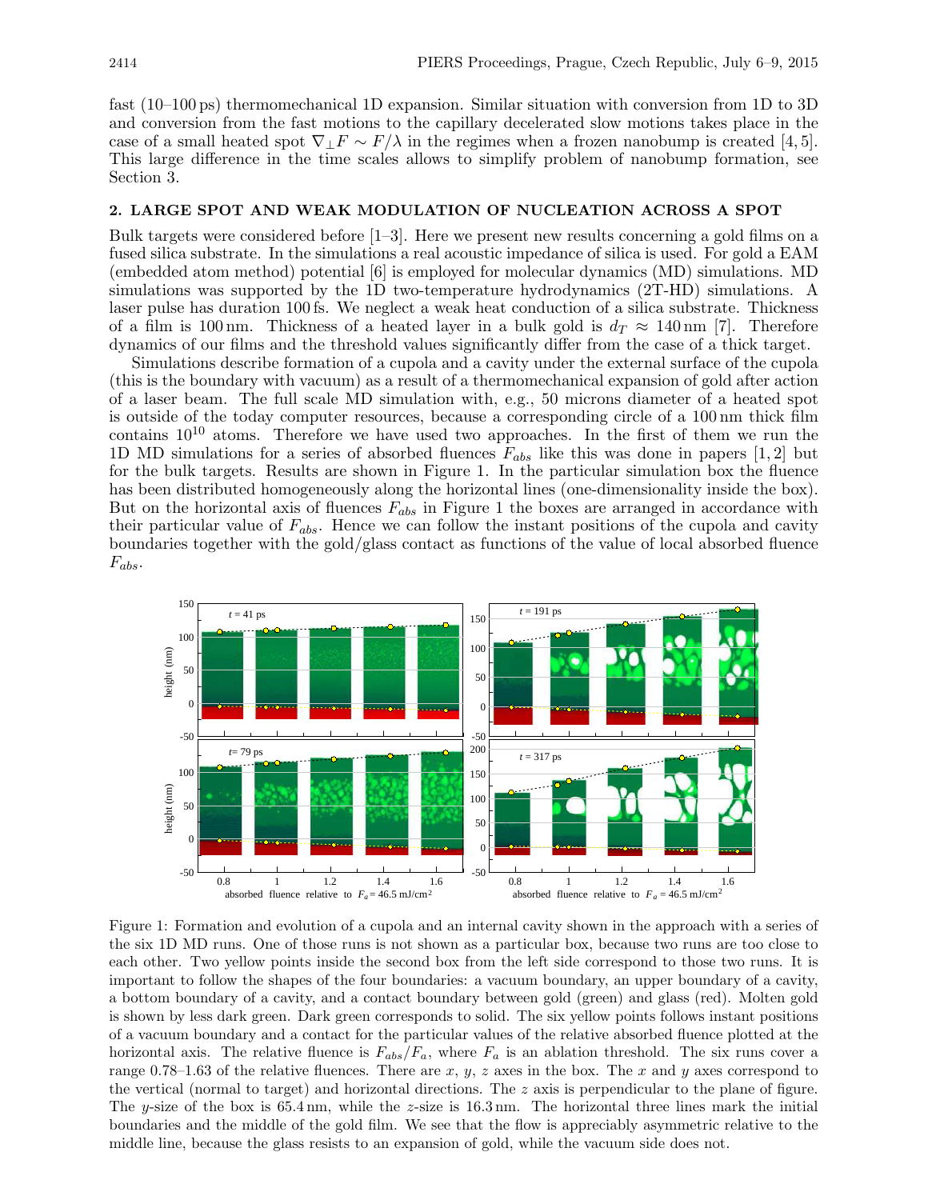fast (10–100 ps) thermomechanical 1D expansion. Similar situation with conversion from 1D to 3D and conversion from the fast motions to the capillary decelerated slow motions takes place in the case of a small heated spot $\nabla_\perp F \sim F/\lambda$ in the regimes when a frozen nanobump is created [4, 5]. This large difference in the time scales allows to simplify problem of nanobump formation, see Section 3.

## 2. LARGE SPOT AND WEAK MODULATION OF NUCLEATION ACROSS A SPOT

Bulk targets were considered before [1–3]. Here we present new results concerning a gold films on a fused silica substrate. In the simulations a real acoustic impedance of silica is used. For gold a EAM (embedded atom method) potential [6] is employed for molecular dynamics (MD) simulations. MD simulations was supported by the 1D two-temperature hydrodynamics (2T-HD) simulations. A laser pulse has duration 100 fs. We neglect a weak heat conduction of a silica substrate. Thickness of a film is 100 nm. Thickness of a heated layer in a bulk gold is $d_T \approx 140$ nm [7]. Therefore dynamics of our films and the threshold values significantly differ from the case of a thick target.

Simulations describe formation of a cupola and a cavity under the external surface of the cupola (this is the boundary with vacuum) as a result of a thermomechanical expansion of gold after action of a laser beam. The full scale MD simulation with, e.g., 50 microns diameter of a heated spot is outside of the today computer resources, because a corresponding circle of a 100 nm thick film contains $10^{10}$ atoms. Therefore we have used two approaches. In the first of them we run the 1D MD simulations for a series of absorbed fluences $F_{abs}$ like this was done in papers [1, 2] but for the bulk targets. Results are shown in Figure 1. In the particular simulation box the fluence has been distributed homogeneously along the horizontal lines (one-dimensionality inside the box). But on the horizontal axis of fluences $F_{abs}$ in Figure 1 the boxes are arranged in accordance with their particular value of $F_{abs}$. Hence we can follow the instant positions of the cupola and cavity boundaries together with the gold/glass contact as functions of the value of local absorbed fluence $F_{abs}$.

Figure 1: Formation and evolution of a cupola and an internal cavity shown in the approach with a series of the six 1D MD runs. One of those runs is not shown as a particular box, because two runs are too close to each other. Two yellow points inside the second box from the left side correspond to those two runs. It is important to follow the shapes of the four boundaries: a vacuum boundary, an upper boundary of a cavity, a bottom boundary of a cavity, and a contact boundary between gold (green) and glass (red). Molten gold is shown by less dark green. Dark green corresponds to solid. The six yellow points follows instant positions of a vacuum boundary and a contact for the particular values of the relative absorbed fluence plotted at the horizontal axis. The relative fluence is $F_{abs}/F_a$, where $F_a$ is an ablation threshold. The six runs cover a range 0.78–1.63 of the relative fluences. There are $x$, $y$, $z$ axes in the box. The $x$ and $y$ axes correspond to the vertical (normal to target) and horizontal directions. The $z$ axis is perpendicular to the plane of figure. The $y$-size of the box is 65.4 nm, while the $z$-size is 16.3 nm. The horizontal three lines mark the initial boundaries and the middle of the gold film. We see that the flow is appreciably asymmetric relative to the middle line, because the glass resists to an expansion of gold, while the vacuum side does not.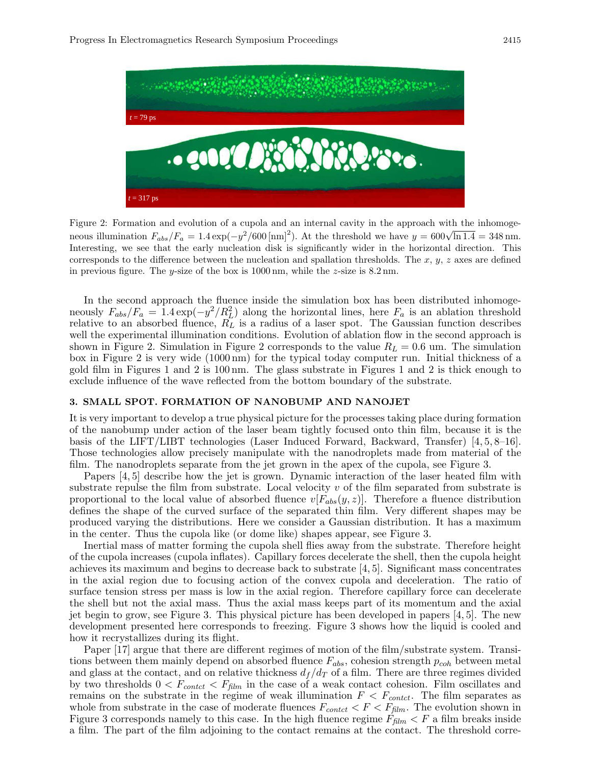Figure 2: Formation and evolution of a cupola and an internal cavity in the approach with the inhomogeneous illumination $F_{abs}/F_a = 1.4\exp(-y^2/600\,[\text{nm}]^2)$. At the threshold we have $y = 600\sqrt{\ln 1.4} = 348\,\text{nm}$. Interesting, we see that the early nucleation disk is significantly wider in the horizontal direction. This corresponds to the difference between the nucleation and spallation thresholds. The $x$, $y$, $z$ axes are defined in previous figure. The $y$-size of the box is 1000 nm, while the $z$-size is 8.2 nm.

In the second approach the fluence inside the simulation box has been distributed inhomogeneously $F_{abs}/F_a = 1.4\exp(-y^2/R_L^2)$ along the horizontal lines, here $F_a$ is an ablation threshold relative to an absorbed fluence, $R_L$ is a radius of a laser spot. The Gaussian function describes well the experimental illumination conditions. Evolution of ablation flow in the second approach is shown in Figure 2. Simulation in Figure 2 corresponds to the value $R_L = 0.6$ um. The simulation box in Figure 2 is very wide (1000 nm) for the typical today computer run. Initial thickness of a gold film in Figures 1 and 2 is 100 nm. The glass substrate in Figures 1 and 2 is thick enough to exclude influence of the wave reflected from the bottom boundary of the substrate.

## 3. SMALL SPOT. FORMATION OF NANOBUMP AND NANOJET

It is very important to develop a true physical picture for the processes taking place during formation of the nanobump under action of the laser beam tightly focused onto thin film, because it is the basis of the LIFT/LIBT technologies (Laser Induced Forward, Backward, Transfer) [4, 5, 8–16]. Those technologies allow precisely manipulate with the nanodroplets made from material of the film. The nanodroplets separate from the jet grown in the apex of the cupola, see Figure 3.

Papers [4, 5] describe how the jet is grown. Dynamic interaction of the laser heated film with substrate repulse the film from substrate. Local velocity $v$ of the film separated from substrate is proportional to the local value of absorbed fluence $v[F_{abs}(y, z)]$. Therefore a fluence distribution defines the shape of the curved surface of the separated thin film. Very different shapes may be produced varying the distributions. Here we consider a Gaussian distribution. It has a maximum in the center. Thus the cupola like (or dome like) shapes appear, see Figure 3.

Inertial mass of matter forming the cupola shell flies away from the substrate. Therefore height of the cupola increases (cupola inflates). Capillary forces decelerate the shell, then the cupola height achieves its maximum and begins to decrease back to substrate [4, 5]. Significant mass concentrates in the axial region due to focusing action of the convex cupola and deceleration. The ratio of surface tension stress per mass is low in the axial region. Therefore capillary force can decelerate the shell but not the axial mass. Thus the axial mass keeps part of its momentum and the axial jet begin to grow, see Figure 3. This physical picture has been developed in papers [4, 5]. The new development presented here corresponds to freezing. Figure 3 shows how the liquid is cooled and how it recrystallizes during its flight.

Paper [17] argue that there are different regimes of motion of the film/substrate system. Transitions between them mainly depend on absorbed fluence $F_{abs}$, cohesion strength $p_{coh}$ between metal and glass at the contact, and on relative thickness $d_f/d_T$ of a film. There are three regimes divided by two thresholds $0 < F_{contct} < F_{film}$ in the case of a weak contact cohesion. Film oscillates and remains on the substrate in the regime of weak illumination $F < F_{contct}$. The film separates as whole from substrate in the case of moderate fluences $F_{contct} < F < F_{film}$. The evolution shown in Figure 3 corresponds namely to this case. In the high fluence regime $F_{film} < F$ a film breaks inside a film. The part of the film adjoining to the contact remains at the contact. The threshold corre-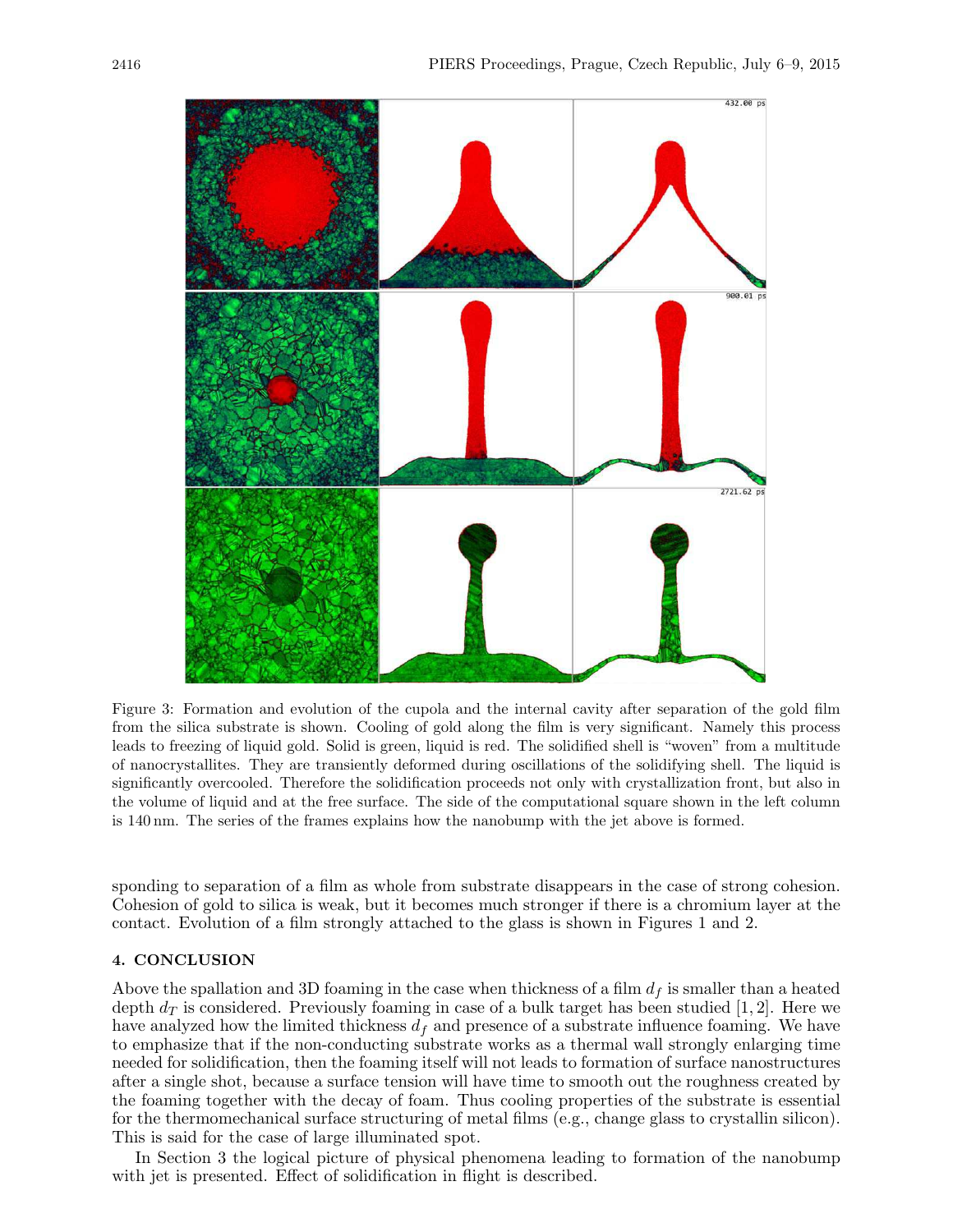Figure 3: Formation and evolution of the cupola and the internal cavity after separation of the gold film from the silica substrate is shown. Cooling of gold along the film is very significant. Namely this process leads to freezing of liquid gold. Solid is green, liquid is red. The solidified shell is "woven" from a multitude of nanocrystallites. They are transiently deformed during oscillations of the solidifying shell. The liquid is significantly overcooled. Therefore the solidification proceeds not only with crystallization front, but also in the volume of liquid and at the free surface. The side of the computational square shown in the left column is 140 nm. The series of the frames explains how the nanobump with the jet above is formed.

sponding to separation of a film as whole from substrate disappears in the case of strong cohesion. Cohesion of gold to silica is weak, but it becomes much stronger if there is a chromium layer at the contact. Evolution of a film strongly attached to the glass is shown in Figures 1 and 2.

## 4. CONCLUSION

Above the spallation and 3D foaming in the case when thickness of a film $d_f$ is smaller than a heated depth $d_T$ is considered. Previously foaming in case of a bulk target has been studied [1, 2]. Here we have analyzed how the limited thickness $d_f$ and presence of a substrate influence foaming. We have to emphasize that if the non-conducting substrate works as a thermal wall strongly enlarging time needed for solidification, then the foaming itself will not leads to formation of surface nanostructures after a single shot, because a surface tension will have time to smooth out the roughness created by the foaming together with the decay of foam. Thus cooling properties of the substrate is essential for the thermomechanical surface structuring of metal films (e.g., change glass to crystallin silicon). This is said for the case of large illuminated spot.

In Section 3 the logical picture of physical phenomena leading to formation of the nanobump with jet is presented. Effect of solidification in flight is described.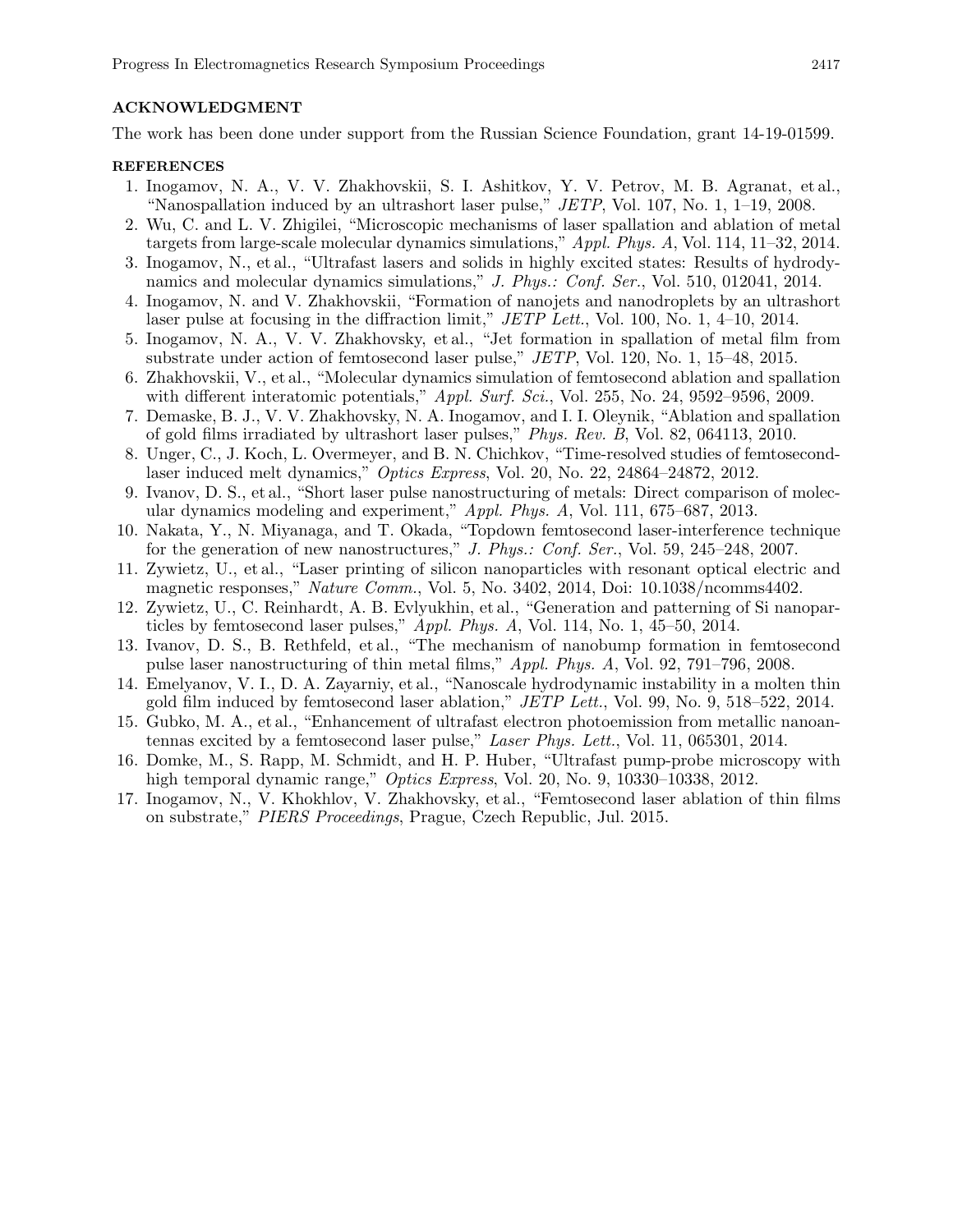## ACKNOWLEDGMENT

The work has been done under support from the Russian Science Foundation, grant 14-19-01599.

## REFERENCES

1. Inogamov, N. A., V. V. Zhakhovskii, S. I. Ashitkov, Y. V. Petrov, M. B. Agranat, et al., "Nanospallation induced by an ultrashort laser pulse," *JETP*, Vol. 107, No. 1, 1–19, 2008.
2. Wu, C. and L. V. Zhigilei, "Microscopic mechanisms of laser spallation and ablation of metal targets from large-scale molecular dynamics simulations," *Appl. Phys. A*, Vol. 114, 11–32, 2014.
3. Inogamov, N., et al., "Ultrafast lasers and solids in highly excited states: Results of hydrodynamics and molecular dynamics simulations," *J. Phys.: Conf. Ser.*, Vol. 510, 012041, 2014.
4. Inogamov, N. and V. Zhakhovskii, "Formation of nanojets and nanodroplets by an ultrashort laser pulse at focusing in the diffraction limit," *JETP Lett.*, Vol. 100, No. 1, 4–10, 2014.
5. Inogamov, N. A., V. V. Zhakhovsky, et al., "Jet formation in spallation of metal film from substrate under action of femtosecond laser pulse," *JETP*, Vol. 120, No. 1, 15–48, 2015.
6. Zhakhovskii, V., et al., "Molecular dynamics simulation of femtosecond ablation and spallation with different interatomic potentials," *Appl. Surf. Sci.*, Vol. 255, No. 24, 9592–9596, 2009.
7. Demaske, B. J., V. V. Zhakhovsky, N. A. Inogamov, and I. I. Oleynik, "Ablation and spallation of gold films irradiated by ultrashort laser pulses," *Phys. Rev. B*, Vol. 82, 064113, 2010.
8. Unger, C., J. Koch, L. Overmeyer, and B. N. Chichkov, "Time-resolved studies of femtosecond-laser induced melt dynamics," *Optics Express*, Vol. 20, No. 22, 24864–24872, 2012.
9. Ivanov, D. S., et al., "Short laser pulse nanostructuring of metals: Direct comparison of molecular dynamics modeling and experiment," *Appl. Phys. A*, Vol. 111, 675–687, 2013.
10. Nakata, Y., N. Miyanaga, and T. Okada, "Topdown femtosecond laser-interference technique for the generation of new nanostructures," *J. Phys.: Conf. Ser.*, Vol. 59, 245–248, 2007.
11. Zywietz, U., et al., "Laser printing of silicon nanoparticles with resonant optical electric and magnetic responses," *Nature Comm.*, Vol. 5, No. 3402, 2014, Doi: 10.1038/ncomms4402.
12. Zywietz, U., C. Reinhardt, A. B. Evlyukhin, et al., "Generation and patterning of Si nanoparticles by femtosecond laser pulses," *Appl. Phys. A*, Vol. 114, No. 1, 45–50, 2014.
13. Ivanov, D. S., B. Rethfeld, et al., "The mechanism of nanobump formation in femtosecond pulse laser nanostructuring of thin metal films," *Appl. Phys. A*, Vol. 92, 791–796, 2008.
14. Emelyanov, V. I., D. A. Zayarniy, et al., "Nanoscale hydrodynamic instability in a molten thin gold film induced by femtosecond laser ablation," *JETP Lett.*, Vol. 99, No. 9, 518–522, 2014.
15. Gubko, M. A., et al., "Enhancement of ultrafast electron photoemission from metallic nanoantennas excited by a femtosecond laser pulse," *Laser Phys. Lett.*, Vol. 11, 065301, 2014.
16. Domke, M., S. Rapp, M. Schmidt, and H. P. Huber, "Ultrafast pump-probe microscopy with high temporal dynamic range," *Optics Express*, Vol. 20, No. 9, 10330–10338, 2012.
17. Inogamov, N., V. Khokhlov, V. Zhakhovsky, et al., "Femtosecond laser ablation of thin films on substrate," *PIERS Proceedings*, Prague, Czech Republic, Jul. 2015.